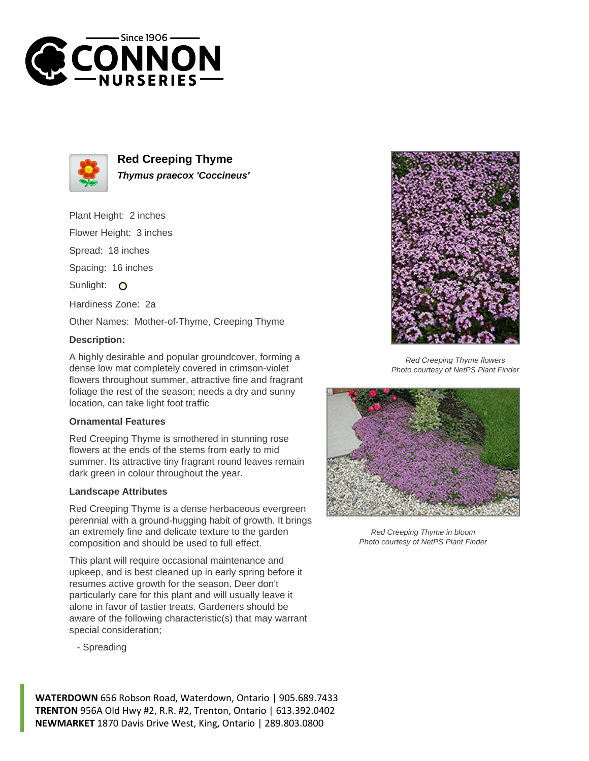# Red Creeping Thyme

***Thymus praecox 'Coccineus'***

Plant Height: 2 inches

Flower Height: 3 inches

Spread: 18 inches

Spacing: 16 inches

Sunlight:

Hardiness Zone: 2a

Other Names: Mother-of-Thyme, Creeping Thyme

### Description:

A highly desirable and popular groundcover, forming a dense low mat completely covered in crimson-violet flowers throughout summer, attractive fine and fragrant foliage the rest of the season; needs a dry and sunny location, can take light foot traffic

### Ornamental Features

Red Creeping Thyme is smothered in stunning rose flowers at the ends of the stems from early to mid summer. Its attractive tiny fragrant round leaves remain dark green in colour throughout the year.

### Landscape Attributes

Red Creeping Thyme is a dense herbaceous evergreen perennial with a ground-hugging habit of growth. It brings an extremely fine and delicate texture to the garden composition and should be used to full effect.

This plant will require occasional maintenance and upkeep, and is best cleaned up in early spring before it resumes active growth for the season. Deer don't particularly care for this plant and will usually leave it alone in favor of tastier treats. Gardeners should be aware of the following characteristic(s) that may warrant special consideration;

- Spreading

*Red Creeping Thyme flowers*
*Photo courtesy of NetPS Plant Finder*

*Red Creeping Thyme in bloom*
*Photo courtesy of NetPS Plant Finder*

**WATERDOWN** 656 Robson Road, Waterdown, Ontario | 905.689.7433
**TRENTON** 956A Old Hwy #2, R.R. #2, Trenton, Ontario | 613.392.0402
**NEWMARKET** 1870 Davis Drive West, King, Ontario | 289.803.0800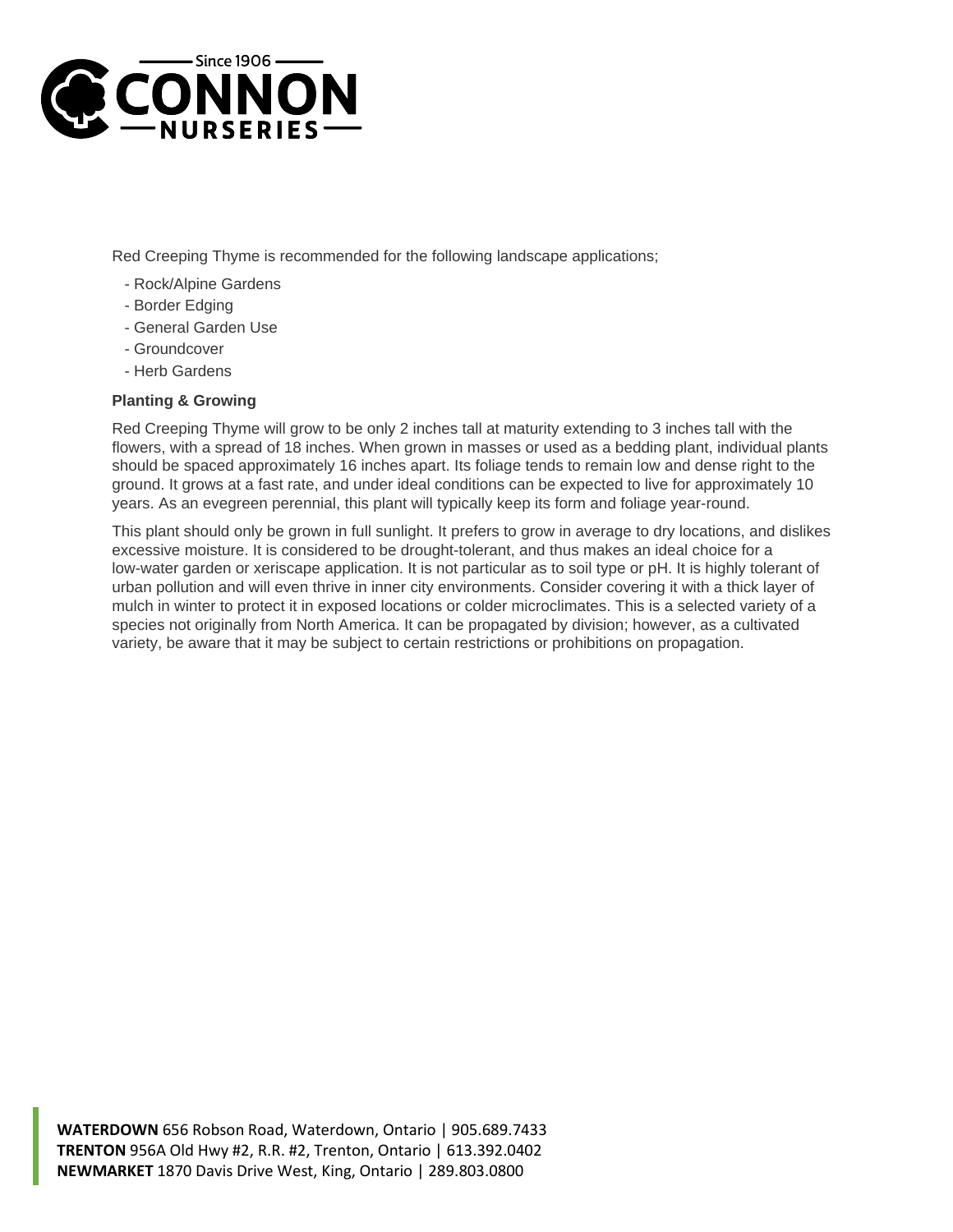Red Creeping Thyme is recommended for the following landscape applications;

- Rock/Alpine Gardens
- Border Edging
- General Garden Use
- Groundcover
- Herb Gardens

**Planting & Growing**

Red Creeping Thyme will grow to be only 2 inches tall at maturity extending to 3 inches tall with the flowers, with a spread of 18 inches. When grown in masses or used as a bedding plant, individual plants should be spaced approximately 16 inches apart. Its foliage tends to remain low and dense right to the ground. It grows at a fast rate, and under ideal conditions can be expected to live for approximately 10 years. As an evegreen perennial, this plant will typically keep its form and foliage year-round.

This plant should only be grown in full sunlight. It prefers to grow in average to dry locations, and dislikes excessive moisture. It is considered to be drought-tolerant, and thus makes an ideal choice for a low-water garden or xeriscape application. It is not particular as to soil type or pH. It is highly tolerant of urban pollution and will even thrive in inner city environments. Consider covering it with a thick layer of mulch in winter to protect it in exposed locations or colder microclimates. This is a selected variety of a species not originally from North America. It can be propagated by division; however, as a cultivated variety, be aware that it may be subject to certain restrictions or prohibitions on propagation.